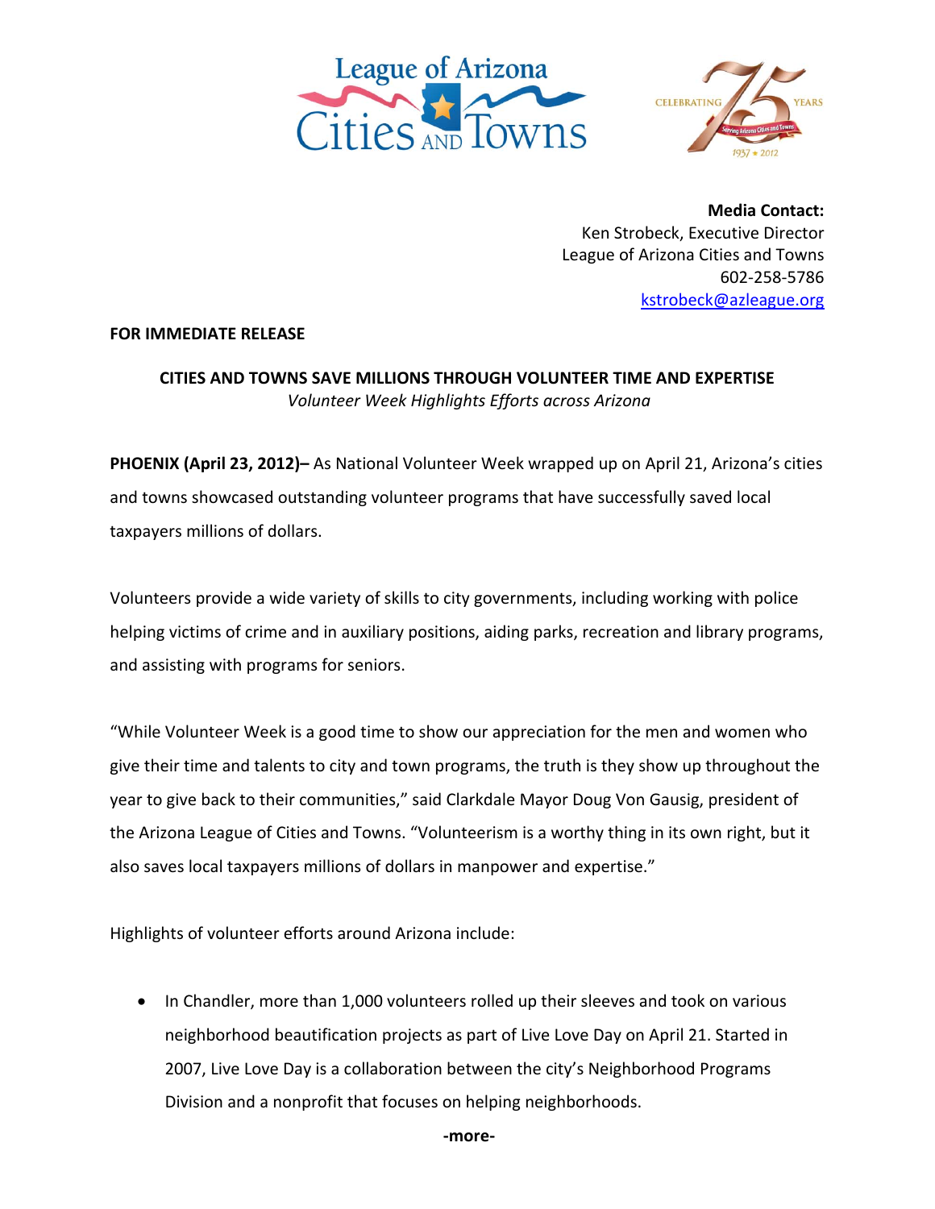League of Arizona Cities and Towns

CELEBRATING 75 YEARS — Serving Arizona Cities and Towns — 1937 ★ 2012

**Media Contact:**
Ken Strobeck, Executive Director
League of Arizona Cities and Towns
602-258-5786
kstrobeck@azleague.org

**FOR IMMEDIATE RELEASE**

**CITIES AND TOWNS SAVE MILLIONS THROUGH VOLUNTEER TIME AND EXPERTISE**
*Volunteer Week Highlights Efforts across Arizona*

**PHOENIX (April 23, 2012)–** As National Volunteer Week wrapped up on April 21, Arizona's cities and towns showcased outstanding volunteer programs that have successfully saved local taxpayers millions of dollars.

Volunteers provide a wide variety of skills to city governments, including working with police helping victims of crime and in auxiliary positions, aiding parks, recreation and library programs, and assisting with programs for seniors.

"While Volunteer Week is a good time to show our appreciation for the men and women who give their time and talents to city and town programs, the truth is they show up throughout the year to give back to their communities," said Clarkdale Mayor Doug Von Gausig, president of the Arizona League of Cities and Towns. "Volunteerism is a worthy thing in its own right, but it also saves local taxpayers millions of dollars in manpower and expertise."

Highlights of volunteer efforts around Arizona include:

- In Chandler, more than 1,000 volunteers rolled up their sleeves and took on various neighborhood beautification projects as part of Live Love Day on April 21. Started in 2007, Live Love Day is a collaboration between the city's Neighborhood Programs Division and a nonprofit that focuses on helping neighborhoods.

**-more-**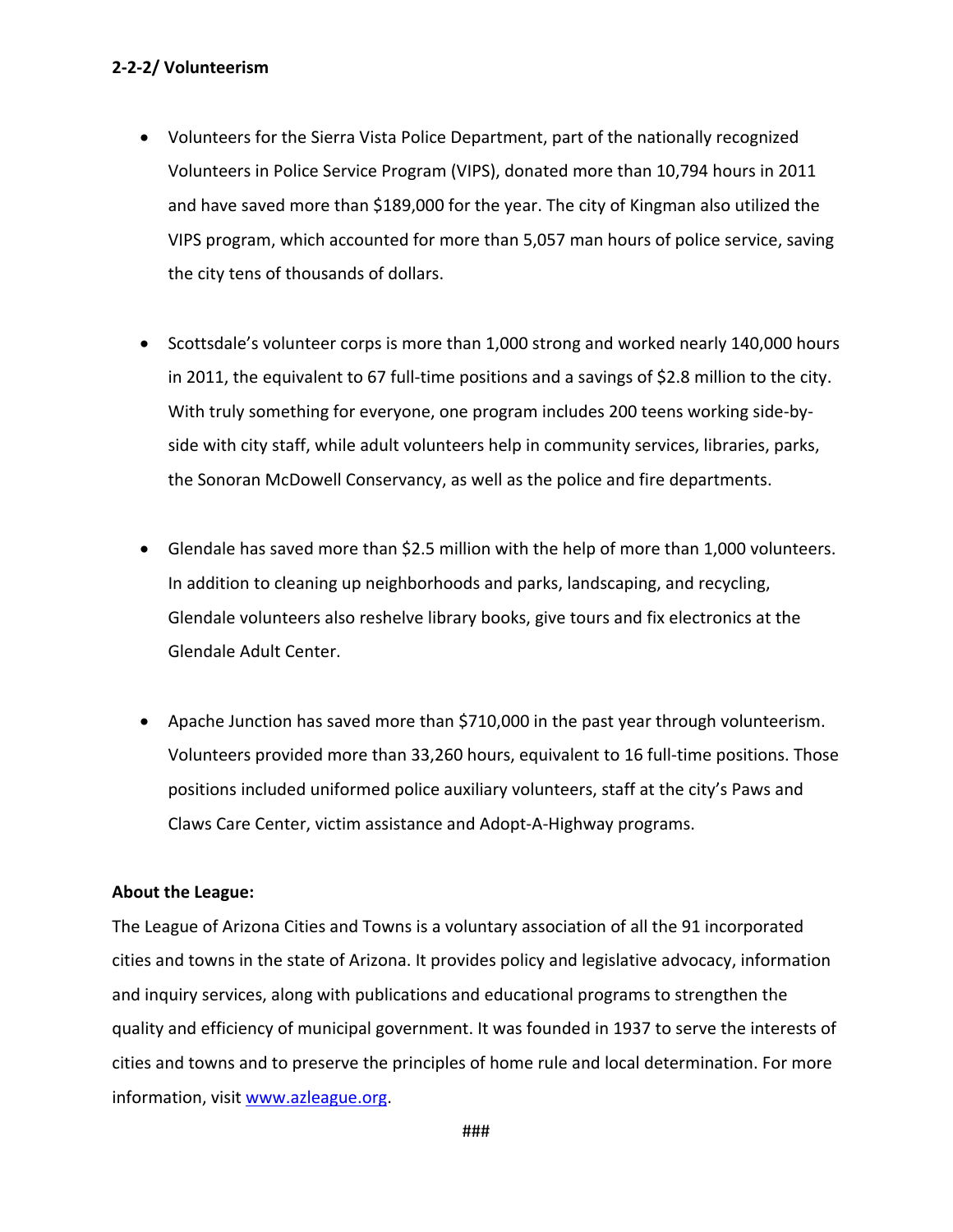**2-2-2/ Volunteerism**

- Volunteers for the Sierra Vista Police Department, part of the nationally recognized Volunteers in Police Service Program (VIPS), donated more than 10,794 hours in 2011 and have saved more than $189,000 for the year. The city of Kingman also utilized the VIPS program, which accounted for more than 5,057 man hours of police service, saving the city tens of thousands of dollars.

- Scottsdale's volunteer corps is more than 1,000 strong and worked nearly 140,000 hours in 2011, the equivalent to 67 full-time positions and a savings of $2.8 million to the city. With truly something for everyone, one program includes 200 teens working side-by-side with city staff, while adult volunteers help in community services, libraries, parks, the Sonoran McDowell Conservancy, as well as the police and fire departments.

- Glendale has saved more than $2.5 million with the help of more than 1,000 volunteers. In addition to cleaning up neighborhoods and parks, landscaping, and recycling, Glendale volunteers also reshelve library books, give tours and fix electronics at the Glendale Adult Center.

- Apache Junction has saved more than $710,000 in the past year through volunteerism. Volunteers provided more than 33,260 hours, equivalent to 16 full-time positions. Those positions included uniformed police auxiliary volunteers, staff at the city's Paws and Claws Care Center, victim assistance and Adopt-A-Highway programs.

**About the League:**

The League of Arizona Cities and Towns is a voluntary association of all the 91 incorporated cities and towns in the state of Arizona. It provides policy and legislative advocacy, information and inquiry services, along with publications and educational programs to strengthen the quality and efficiency of municipal government. It was founded in 1937 to serve the interests of cities and towns and to preserve the principles of home rule and local determination. For more information, visit [www.azleague.org](http://www.azleague.org).

###